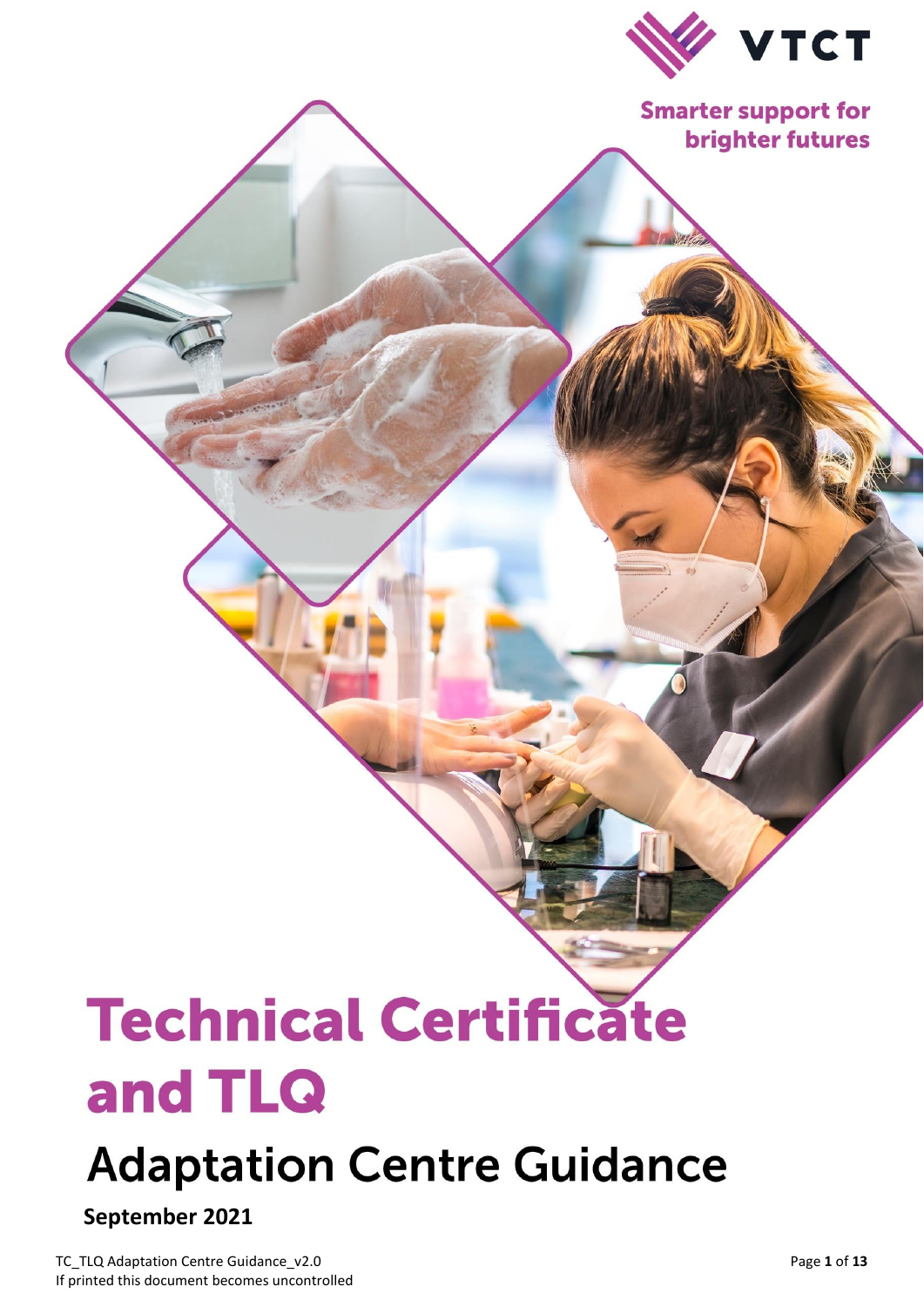VTCT

Smarter support for brighter futures

# Technical Certificate and TLQ

## Adaptation Centre Guidance

**September 2021**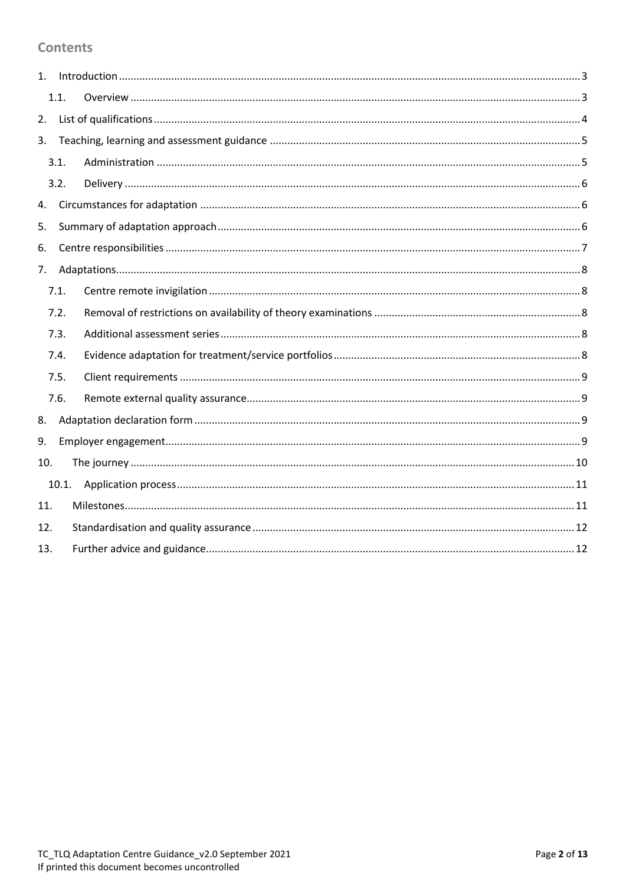## Contents

1. Introduction ..... 3
   - 1.1. Overview ..... 3
2. List of qualifications ..... 4
3. Teaching, learning and assessment guidance ..... 5
   - 3.1. Administration ..... 5
   - 3.2. Delivery ..... 6
4. Circumstances for adaptation ..... 6
5. Summary of adaptation approach ..... 6
6. Centre responsibilities ..... 7
7. Adaptations ..... 8
   - 7.1. Centre remote invigilation ..... 8
   - 7.2. Removal of restrictions on availability of theory examinations ..... 8
   - 7.3. Additional assessment series ..... 8
   - 7.4. Evidence adaptation for treatment/service portfolios ..... 8
   - 7.5. Client requirements ..... 9
   - 7.6. Remote external quality assurance ..... 9
8. Adaptation declaration form ..... 9
9. Employer engagement ..... 9
10. The journey ..... 10
    - 10.1. Application process ..... 11
11. Milestones ..... 11
12. Standardisation and quality assurance ..... 12
13. Further advice and guidance ..... 12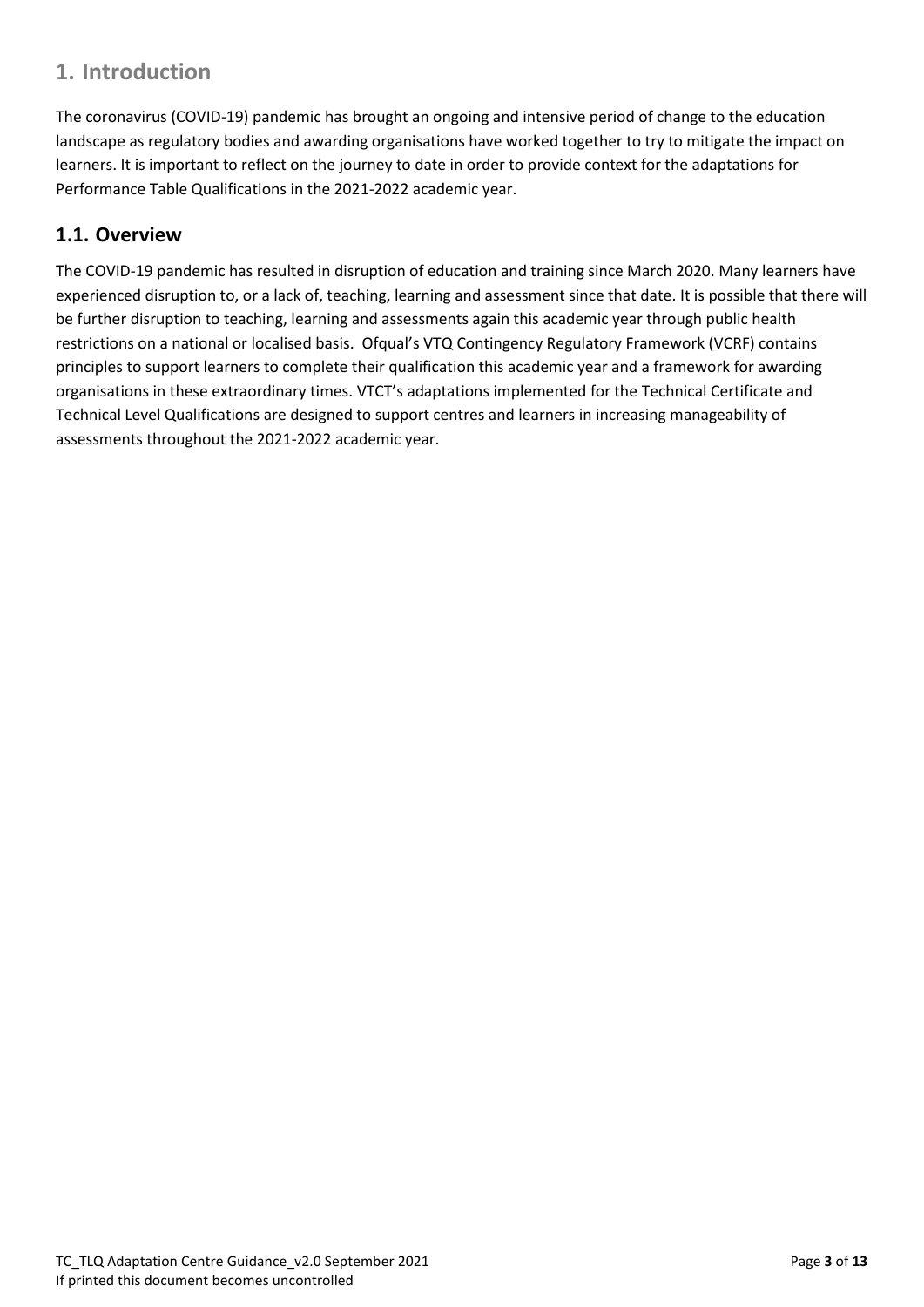# 1. Introduction

The coronavirus (COVID-19) pandemic has brought an ongoing and intensive period of change to the education landscape as regulatory bodies and awarding organisations have worked together to try to mitigate the impact on learners. It is important to reflect on the journey to date in order to provide context for the adaptations for Performance Table Qualifications in the 2021-2022 academic year.

## 1.1. Overview

The COVID-19 pandemic has resulted in disruption of education and training since March 2020. Many learners have experienced disruption to, or a lack of, teaching, learning and assessment since that date. It is possible that there will be further disruption to teaching, learning and assessments again this academic year through public health restrictions on a national or localised basis. Ofqual's VTQ Contingency Regulatory Framework (VCRF) contains principles to support learners to complete their qualification this academic year and a framework for awarding organisations in these extraordinary times. VTCT's adaptations implemented for the Technical Certificate and Technical Level Qualifications are designed to support centres and learners in increasing manageability of assessments throughout the 2021-2022 academic year.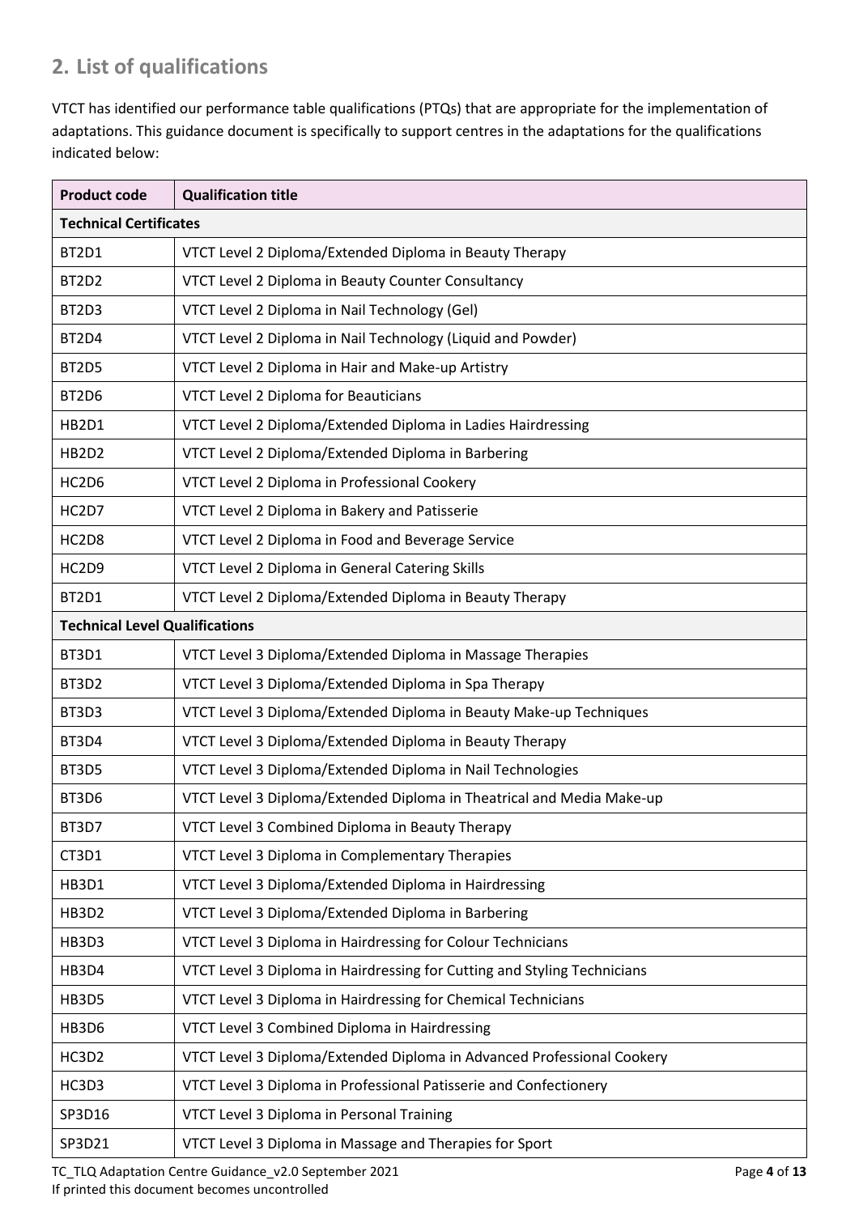## 2. List of qualifications

VTCT has identified our performance table qualifications (PTQs) that are appropriate for the implementation of adaptations. This guidance document is specifically to support centres in the adaptations for the qualifications indicated below:

| Product code | Qualification title |
|---|---|
| **Technical Certificates** | |
| BT2D1 | VTCT Level 2 Diploma/Extended Diploma in Beauty Therapy |
| BT2D2 | VTCT Level 2 Diploma in Beauty Counter Consultancy |
| BT2D3 | VTCT Level 2 Diploma in Nail Technology (Gel) |
| BT2D4 | VTCT Level 2 Diploma in Nail Technology (Liquid and Powder) |
| BT2D5 | VTCT Level 2 Diploma in Hair and Make-up Artistry |
| BT2D6 | VTCT Level 2 Diploma for Beauticians |
| HB2D1 | VTCT Level 2 Diploma/Extended Diploma in Ladies Hairdressing |
| HB2D2 | VTCT Level 2 Diploma/Extended Diploma in Barbering |
| HC2D6 | VTCT Level 2 Diploma in Professional Cookery |
| HC2D7 | VTCT Level 2 Diploma in Bakery and Patisserie |
| HC2D8 | VTCT Level 2 Diploma in Food and Beverage Service |
| HC2D9 | VTCT Level 2 Diploma in General Catering Skills |
| BT2D1 | VTCT Level 2 Diploma/Extended Diploma in Beauty Therapy |
| **Technical Level Qualifications** | |
| BT3D1 | VTCT Level 3 Diploma/Extended Diploma in Massage Therapies |
| BT3D2 | VTCT Level 3 Diploma/Extended Diploma in Spa Therapy |
| BT3D3 | VTCT Level 3 Diploma/Extended Diploma in Beauty Make-up Techniques |
| BT3D4 | VTCT Level 3 Diploma/Extended Diploma in Beauty Therapy |
| BT3D5 | VTCT Level 3 Diploma/Extended Diploma in Nail Technologies |
| BT3D6 | VTCT Level 3 Diploma/Extended Diploma in Theatrical and Media Make-up |
| BT3D7 | VTCT Level 3 Combined Diploma in Beauty Therapy |
| CT3D1 | VTCT Level 3 Diploma in Complementary Therapies |
| HB3D1 | VTCT Level 3 Diploma/Extended Diploma in Hairdressing |
| HB3D2 | VTCT Level 3 Diploma/Extended Diploma in Barbering |
| HB3D3 | VTCT Level 3 Diploma in Hairdressing for Colour Technicians |
| HB3D4 | VTCT Level 3 Diploma in Hairdressing for Cutting and Styling Technicians |
| HB3D5 | VTCT Level 3 Diploma in Hairdressing for Chemical Technicians |
| HB3D6 | VTCT Level 3 Combined Diploma in Hairdressing |
| HC3D2 | VTCT Level 3 Diploma/Extended Diploma in Advanced Professional Cookery |
| HC3D3 | VTCT Level 3 Diploma in Professional Patisserie and Confectionery |
| SP3D16 | VTCT Level 3 Diploma in Personal Training |
| SP3D21 | VTCT Level 3 Diploma in Massage and Therapies for Sport |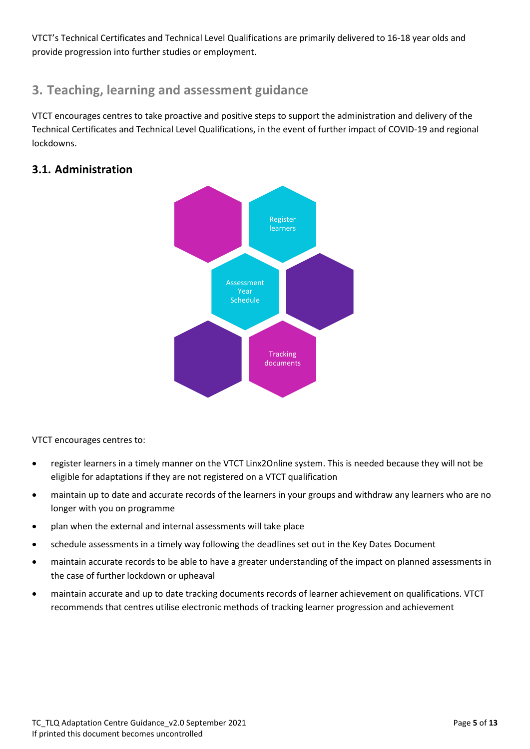VTCT's Technical Certificates and Technical Level Qualifications are primarily delivered to 16-18 year olds and provide progression into further studies or employment.

## 3. Teaching, learning and assessment guidance

VTCT encourages centres to take proactive and positive steps to support the administration and delivery of the Technical Certificates and Technical Level Qualifications, in the event of further impact of COVID-19 and regional lockdowns.

### 3.1. Administration

Register learners

Assessment Year Schedule

Tracking documents

VTCT encourages centres to:

- register learners in a timely manner on the VTCT Linx2Online system. This is needed because they will not be eligible for adaptations if they are not registered on a VTCT qualification
- maintain up to date and accurate records of the learners in your groups and withdraw any learners who are no longer with you on programme
- plan when the external and internal assessments will take place
- schedule assessments in a timely way following the deadlines set out in the Key Dates Document
- maintain accurate records to be able to have a greater understanding of the impact on planned assessments in the case of further lockdown or upheaval
- maintain accurate and up to date tracking documents records of learner achievement on qualifications. VTCT recommends that centres utilise electronic methods of tracking learner progression and achievement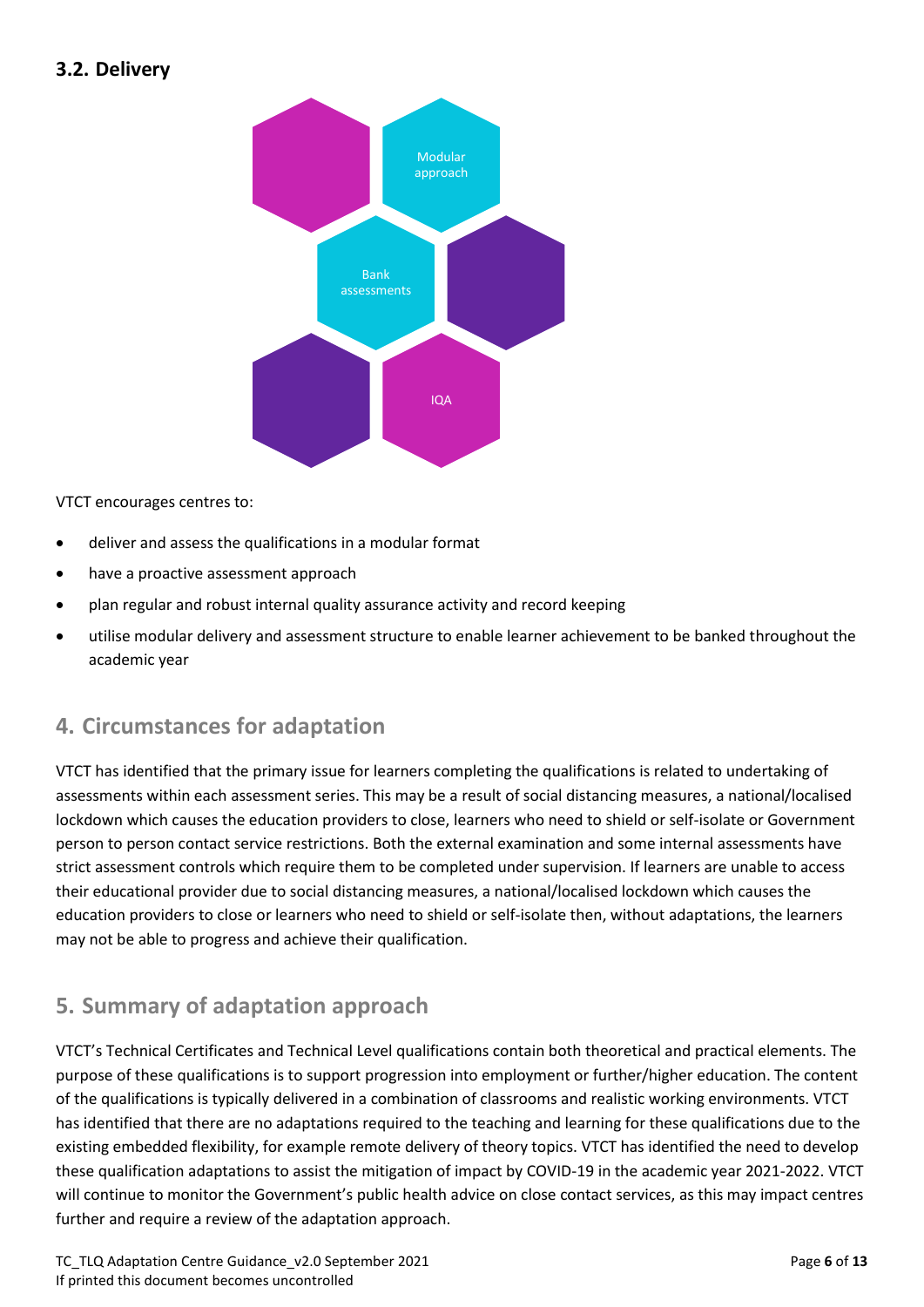### 3.2. Delivery

Modular approach

Bank assessments

IQA

VTCT encourages centres to:

- deliver and assess the qualifications in a modular format
- have a proactive assessment approach
- plan regular and robust internal quality assurance activity and record keeping
- utilise modular delivery and assessment structure to enable learner achievement to be banked throughout the academic year

## 4. Circumstances for adaptation

VTCT has identified that the primary issue for learners completing the qualifications is related to undertaking of assessments within each assessment series. This may be a result of social distancing measures, a national/localised lockdown which causes the education providers to close, learners who need to shield or self-isolate or Government person to person contact service restrictions. Both the external examination and some internal assessments have strict assessment controls which require them to be completed under supervision. If learners are unable to access their educational provider due to social distancing measures, a national/localised lockdown which causes the education providers to close or learners who need to shield or self-isolate then, without adaptations, the learners may not be able to progress and achieve their qualification.

## 5. Summary of adaptation approach

VTCT's Technical Certificates and Technical Level qualifications contain both theoretical and practical elements. The purpose of these qualifications is to support progression into employment or further/higher education. The content of the qualifications is typically delivered in a combination of classrooms and realistic working environments. VTCT has identified that there are no adaptations required to the teaching and learning for these qualifications due to the existing embedded flexibility, for example remote delivery of theory topics. VTCT has identified the need to develop these qualification adaptations to assist the mitigation of impact by COVID-19 in the academic year 2021-2022. VTCT will continue to monitor the Government's public health advice on close contact services, as this may impact centres further and require a review of the adaptation approach.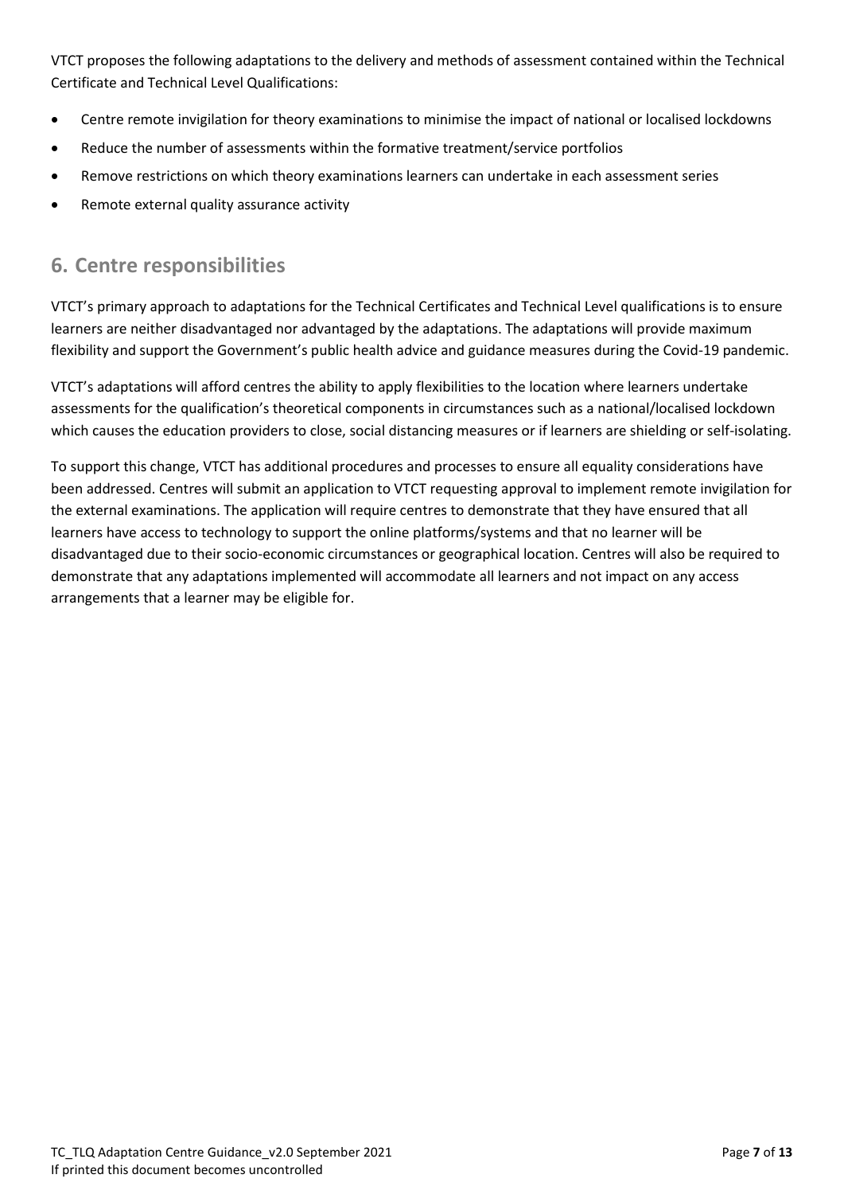VTCT proposes the following adaptations to the delivery and methods of assessment contained within the Technical Certificate and Technical Level Qualifications:

- Centre remote invigilation for theory examinations to minimise the impact of national or localised lockdowns
- Reduce the number of assessments within the formative treatment/service portfolios
- Remove restrictions on which theory examinations learners can undertake in each assessment series
- Remote external quality assurance activity

## 6. Centre responsibilities

VTCT's primary approach to adaptations for the Technical Certificates and Technical Level qualifications is to ensure learners are neither disadvantaged nor advantaged by the adaptations. The adaptations will provide maximum flexibility and support the Government's public health advice and guidance measures during the Covid-19 pandemic.

VTCT's adaptations will afford centres the ability to apply flexibilities to the location where learners undertake assessments for the qualification's theoretical components in circumstances such as a national/localised lockdown which causes the education providers to close, social distancing measures or if learners are shielding or self-isolating.

To support this change, VTCT has additional procedures and processes to ensure all equality considerations have been addressed. Centres will submit an application to VTCT requesting approval to implement remote invigilation for the external examinations. The application will require centres to demonstrate that they have ensured that all learners have access to technology to support the online platforms/systems and that no learner will be disadvantaged due to their socio-economic circumstances or geographical location. Centres will also be required to demonstrate that any adaptations implemented will accommodate all learners and not impact on any access arrangements that a learner may be eligible for.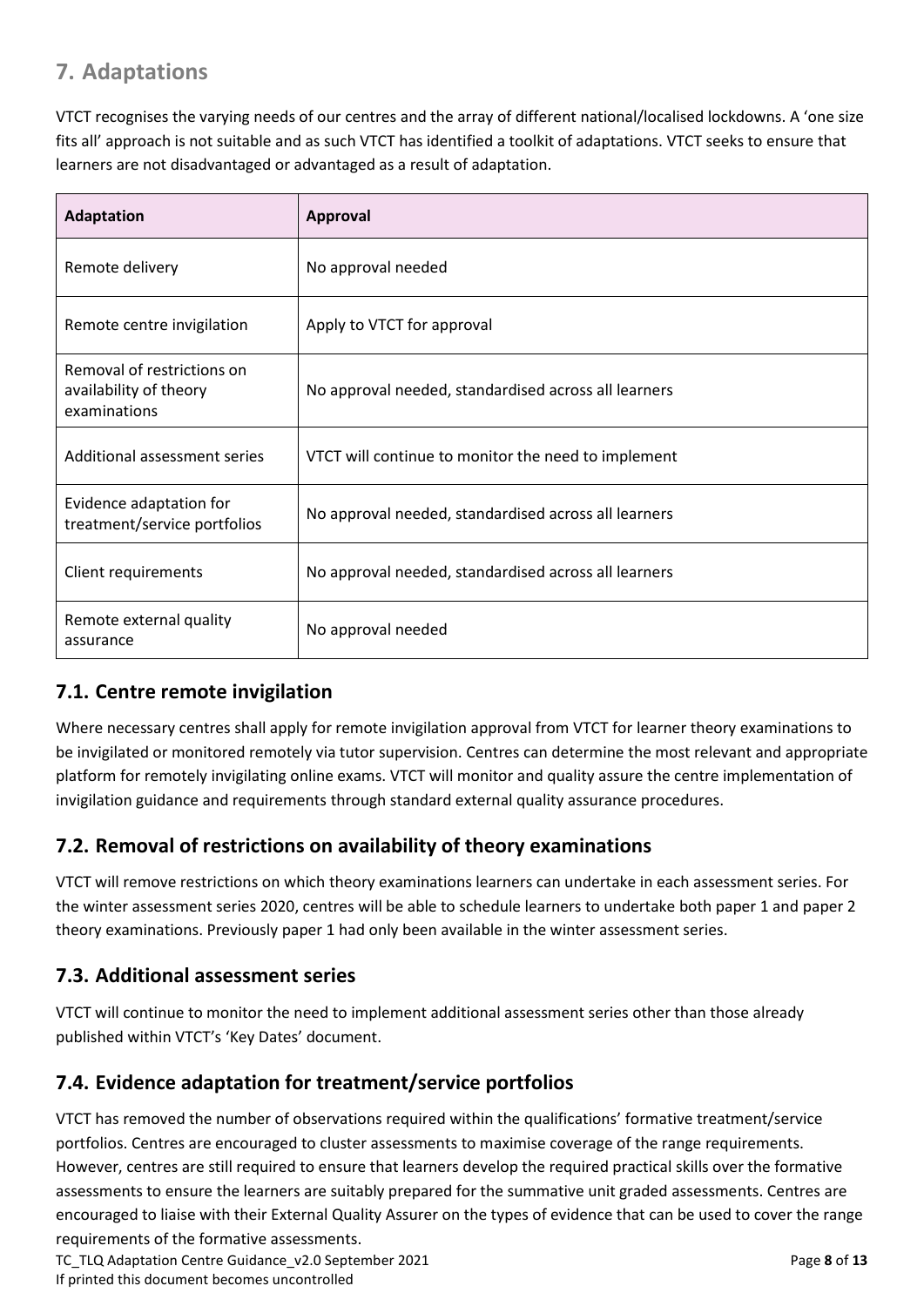## 7. Adaptations

VTCT recognises the varying needs of our centres and the array of different national/localised lockdowns. A 'one size fits all' approach is not suitable and as such VTCT has identified a toolkit of adaptations. VTCT seeks to ensure that learners are not disadvantaged or advantaged as a result of adaptation.

| Adaptation | Approval |
|---|---|
| Remote delivery | No approval needed |
| Remote centre invigilation | Apply to VTCT for approval |
| Removal of restrictions on availability of theory examinations | No approval needed, standardised across all learners |
| Additional assessment series | VTCT will continue to monitor the need to implement |
| Evidence adaptation for treatment/service portfolios | No approval needed, standardised across all learners |
| Client requirements | No approval needed, standardised across all learners |
| Remote external quality assurance | No approval needed |

### 7.1. Centre remote invigilation

Where necessary centres shall apply for remote invigilation approval from VTCT for learner theory examinations to be invigilated or monitored remotely via tutor supervision. Centres can determine the most relevant and appropriate platform for remotely invigilating online exams. VTCT will monitor and quality assure the centre implementation of invigilation guidance and requirements through standard external quality assurance procedures.

### 7.2. Removal of restrictions on availability of theory examinations

VTCT will remove restrictions on which theory examinations learners can undertake in each assessment series. For the winter assessment series 2020, centres will be able to schedule learners to undertake both paper 1 and paper 2 theory examinations. Previously paper 1 had only been available in the winter assessment series.

### 7.3. Additional assessment series

VTCT will continue to monitor the need to implement additional assessment series other than those already published within VTCT's 'Key Dates' document.

### 7.4. Evidence adaptation for treatment/service portfolios

VTCT has removed the number of observations required within the qualifications' formative treatment/service portfolios. Centres are encouraged to cluster assessments to maximise coverage of the range requirements. However, centres are still required to ensure that learners develop the required practical skills over the formative assessments to ensure the learners are suitably prepared for the summative unit graded assessments. Centres are encouraged to liaise with their External Quality Assurer on the types of evidence that can be used to cover the range requirements of the formative assessments.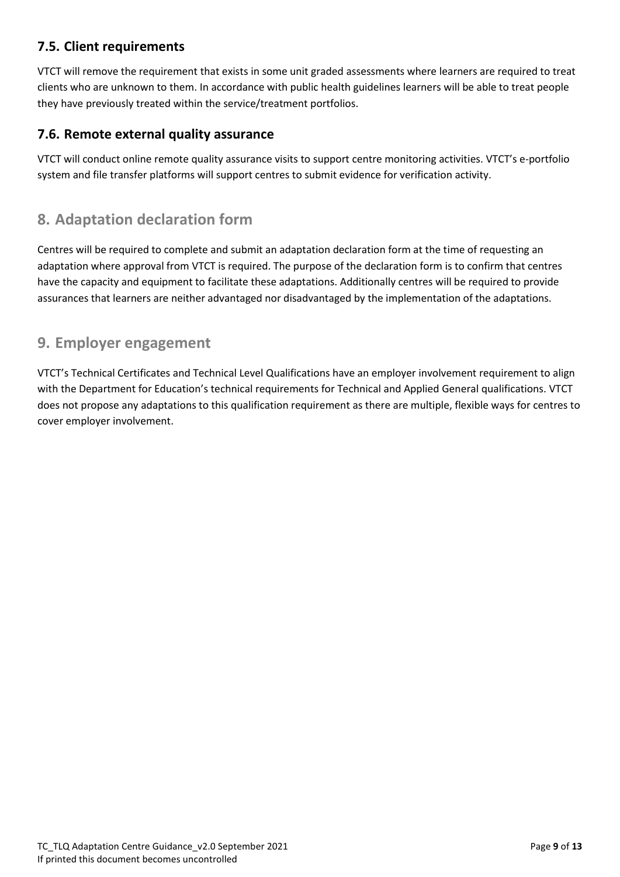### 7.5. Client requirements

VTCT will remove the requirement that exists in some unit graded assessments where learners are required to treat clients who are unknown to them. In accordance with public health guidelines learners will be able to treat people they have previously treated within the service/treatment portfolios.

### 7.6. Remote external quality assurance

VTCT will conduct online remote quality assurance visits to support centre monitoring activities. VTCT's e-portfolio system and file transfer platforms will support centres to submit evidence for verification activity.

## 8. Adaptation declaration form

Centres will be required to complete and submit an adaptation declaration form at the time of requesting an adaptation where approval from VTCT is required. The purpose of the declaration form is to confirm that centres have the capacity and equipment to facilitate these adaptations. Additionally centres will be required to provide assurances that learners are neither advantaged nor disadvantaged by the implementation of the adaptations.

## 9. Employer engagement

VTCT's Technical Certificates and Technical Level Qualifications have an employer involvement requirement to align with the Department for Education's technical requirements for Technical and Applied General qualifications. VTCT does not propose any adaptations to this qualification requirement as there are multiple, flexible ways for centres to cover employer involvement.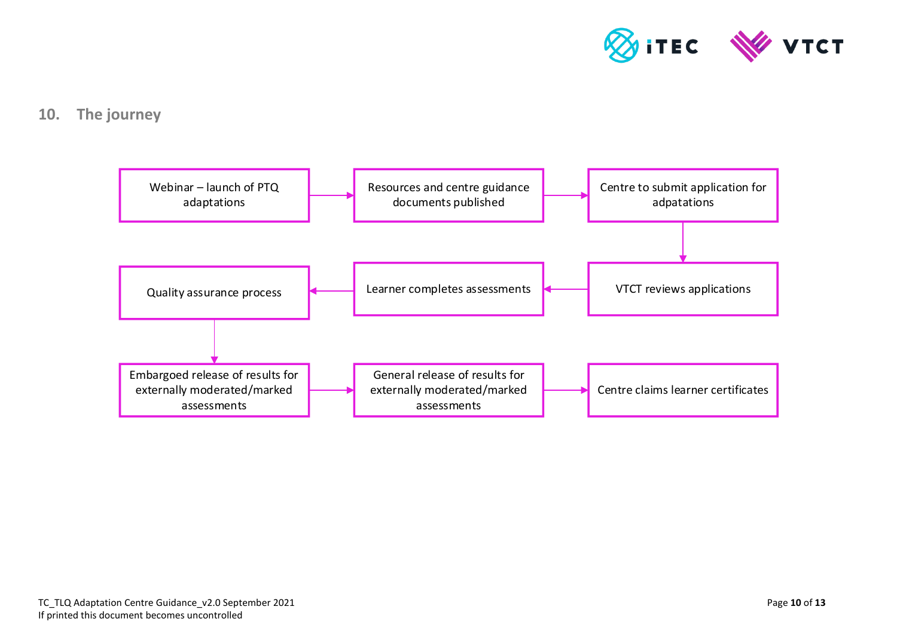## 10. The journey

1. Webinar – launch of PTQ adaptations
2. Resources and centre guidance documents published
3. Centre to submit application for adpatations
4. VTCT reviews applications
5. Learner completes assessments
6. Quality assurance process
7. Embargoed release of results for externally moderated/marked assessments
8. General release of results for externally moderated/marked assessments
9. Centre claims learner certificates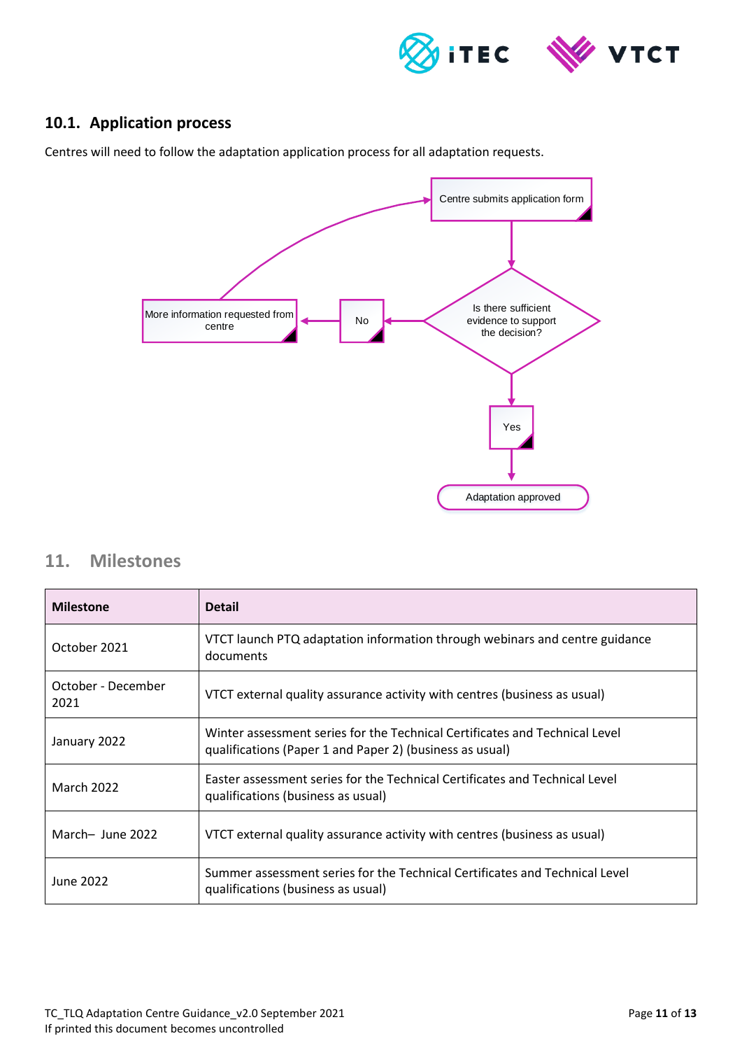## 10.1. Application process

Centres will need to follow the adaptation application process for all adaptation requests.

Centre submits application form

Is there sufficient evidence to support the decision?

No

More information requested from centre

Yes

Adaptation approved

# 11. Milestones

| Milestone | Detail |
|---|---|
| October 2021 | VTCT launch PTQ adaptation information through webinars and centre guidance documents |
| October - December 2021 | VTCT external quality assurance activity with centres (business as usual) |
| January 2022 | Winter assessment series for the Technical Certificates and Technical Level qualifications (Paper 1 and Paper 2) (business as usual) |
| March 2022 | Easter assessment series for the Technical Certificates and Technical Level qualifications (business as usual) |
| March– June 2022 | VTCT external quality assurance activity with centres (business as usual) |
| June 2022 | Summer assessment series for the Technical Certificates and Technical Level qualifications (business as usual) |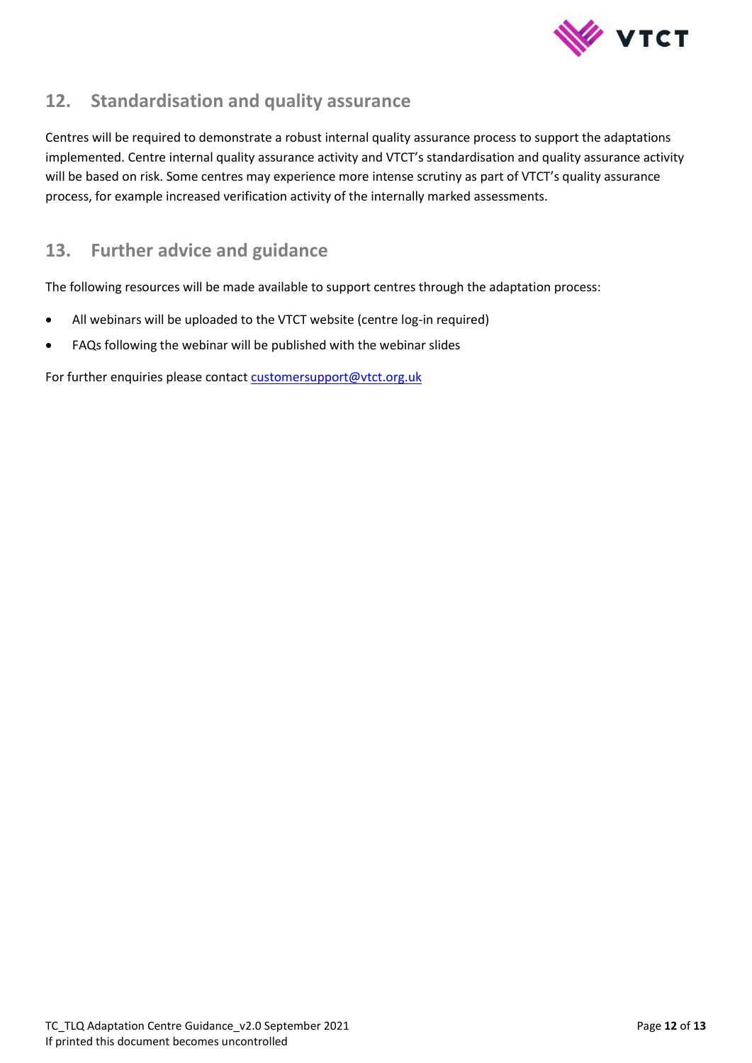## 12. Standardisation and quality assurance

Centres will be required to demonstrate a robust internal quality assurance process to support the adaptations implemented. Centre internal quality assurance activity and VTCT's standardisation and quality assurance activity will be based on risk. Some centres may experience more intense scrutiny as part of VTCT's quality assurance process, for example increased verification activity of the internally marked assessments.

## 13. Further advice and guidance

The following resources will be made available to support centres through the adaptation process:

- All webinars will be uploaded to the VTCT website (centre log-in required)
- FAQs following the webinar will be published with the webinar slides

For further enquiries please contact customersupport@vtct.org.uk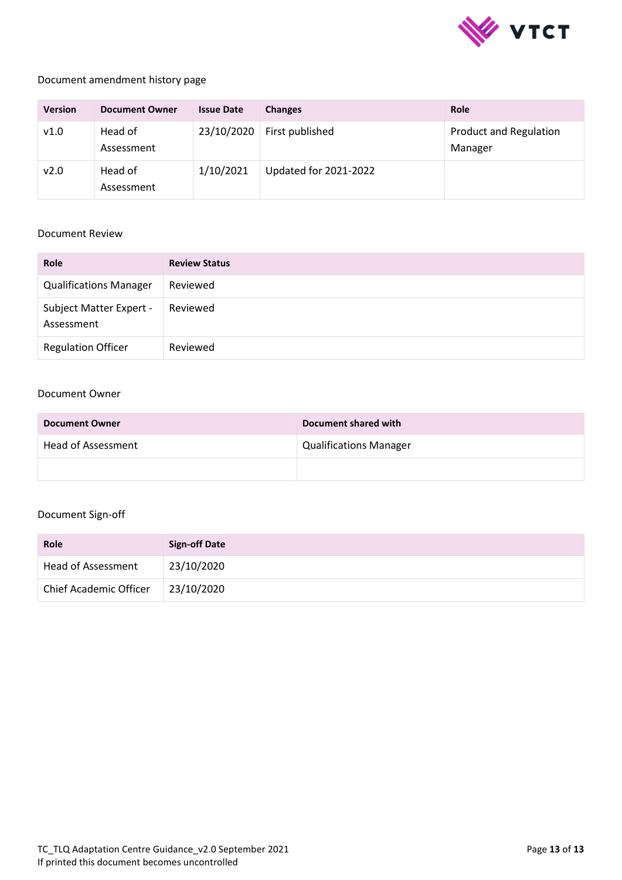Document amendment history page

| Version | Document Owner | Issue Date | Changes | Role |
| --- | --- | --- | --- | --- |
| v1.0 | Head of Assessment | 23/10/2020 | First published | Product and Regulation Manager |
| v2.0 | Head of Assessment | 1/10/2021 | Updated for 2021-2022 | |

Document Review

| Role | Review Status |
| --- | --- |
| Qualifications Manager | Reviewed |
| Subject Matter Expert - Assessment | Reviewed |
| Regulation Officer | Reviewed |

Document Owner

| Document Owner | Document shared with |
| --- | --- |
| Head of Assessment | Qualifications Manager |
| | |

Document Sign-off

| Role | Sign-off Date |
| --- | --- |
| Head of Assessment | 23/10/2020 |
| Chief Academic Officer | 23/10/2020 |

TC_TLQ Adaptation Centre Guidance_v2.0 September 2021
If printed this document becomes uncontrolled